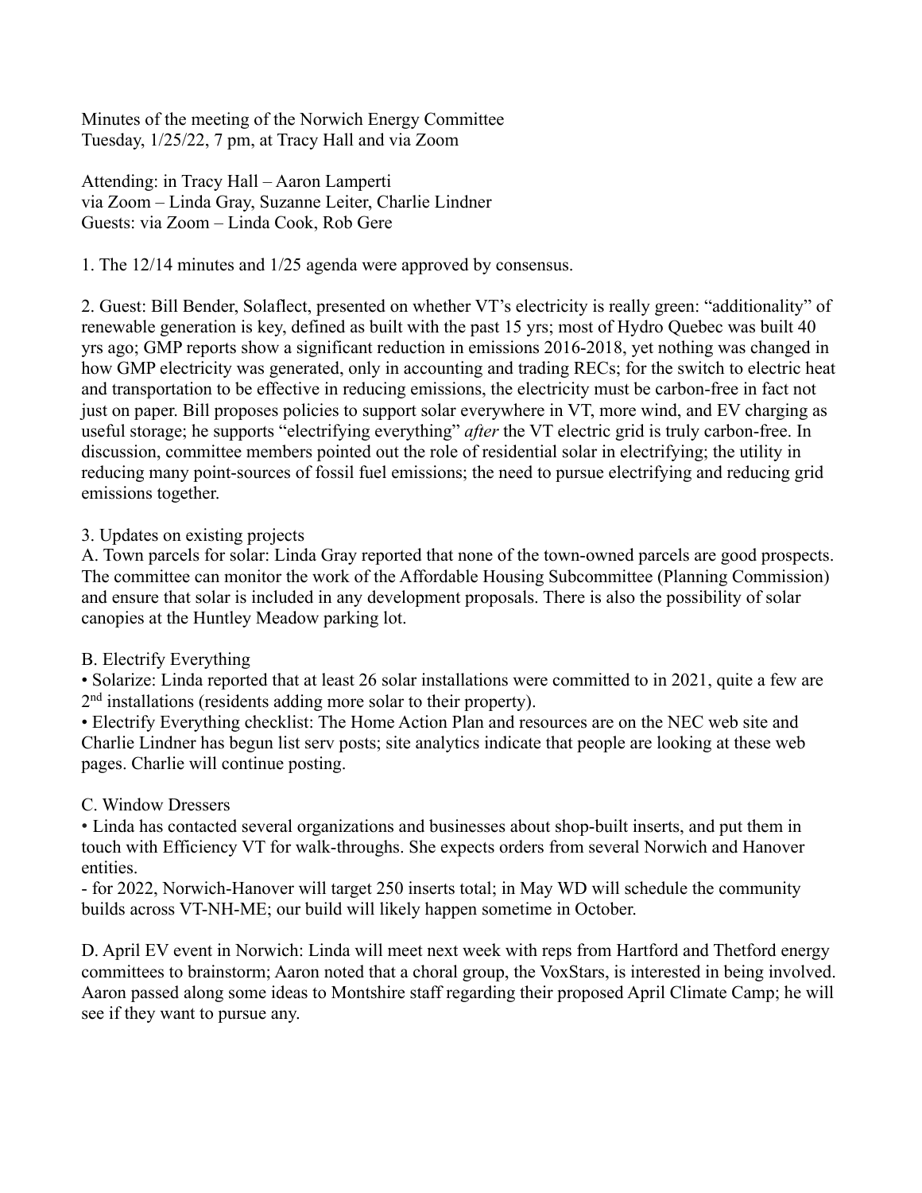Minutes of the meeting of the Norwich Energy Committee
Tuesday, 1/25/22, 7 pm, at Tracy Hall and via Zoom

Attending: in Tracy Hall – Aaron Lamperti
via Zoom – Linda Gray, Suzanne Leiter, Charlie Lindner
Guests: via Zoom – Linda Cook, Rob Gere

1. The 12/14 minutes and 1/25 agenda were approved by consensus.

2. Guest: Bill Bender, Solaflect, presented on whether VT's electricity is really green: "additionality" of renewable generation is key, defined as built with the past 15 yrs; most of Hydro Quebec was built 40 yrs ago; GMP reports show a significant reduction in emissions 2016-2018, yet nothing was changed in how GMP electricity was generated, only in accounting and trading RECs; for the switch to electric heat and transportation to be effective in reducing emissions, the electricity must be carbon-free in fact not just on paper. Bill proposes policies to support solar everywhere in VT, more wind, and EV charging as useful storage; he supports "electrifying everything" *after* the VT electric grid is truly carbon-free. In discussion, committee members pointed out the role of residential solar in electrifying; the utility in reducing many point-sources of fossil fuel emissions; the need to pursue electrifying and reducing grid emissions together.

3. Updates on existing projects

A. Town parcels for solar: Linda Gray reported that none of the town-owned parcels are good prospects. The committee can monitor the work of the Affordable Housing Subcommittee (Planning Commission) and ensure that solar is included in any development proposals. There is also the possibility of solar canopies at the Huntley Meadow parking lot.

B. Electrify Everything

• Solarize: Linda reported that at least 26 solar installations were committed to in 2021, quite a few are 2nd installations (residents adding more solar to their property).

• Electrify Everything checklist: The Home Action Plan and resources are on the NEC web site and Charlie Lindner has begun list serv posts; site analytics indicate that people are looking at these web pages. Charlie will continue posting.

C. Window Dressers

• Linda has contacted several organizations and businesses about shop-built inserts, and put them in touch with Efficiency VT for walk-throughs. She expects orders from several Norwich and Hanover entities.

- for 2022, Norwich-Hanover will target 250 inserts total; in May WD will schedule the community builds across VT-NH-ME; our build will likely happen sometime in October.

D. April EV event in Norwich: Linda will meet next week with reps from Hartford and Thetford energy committees to brainstorm; Aaron noted that a choral group, the VoxStars, is interested in being involved. Aaron passed along some ideas to Montshire staff regarding their proposed April Climate Camp; he will see if they want to pursue any.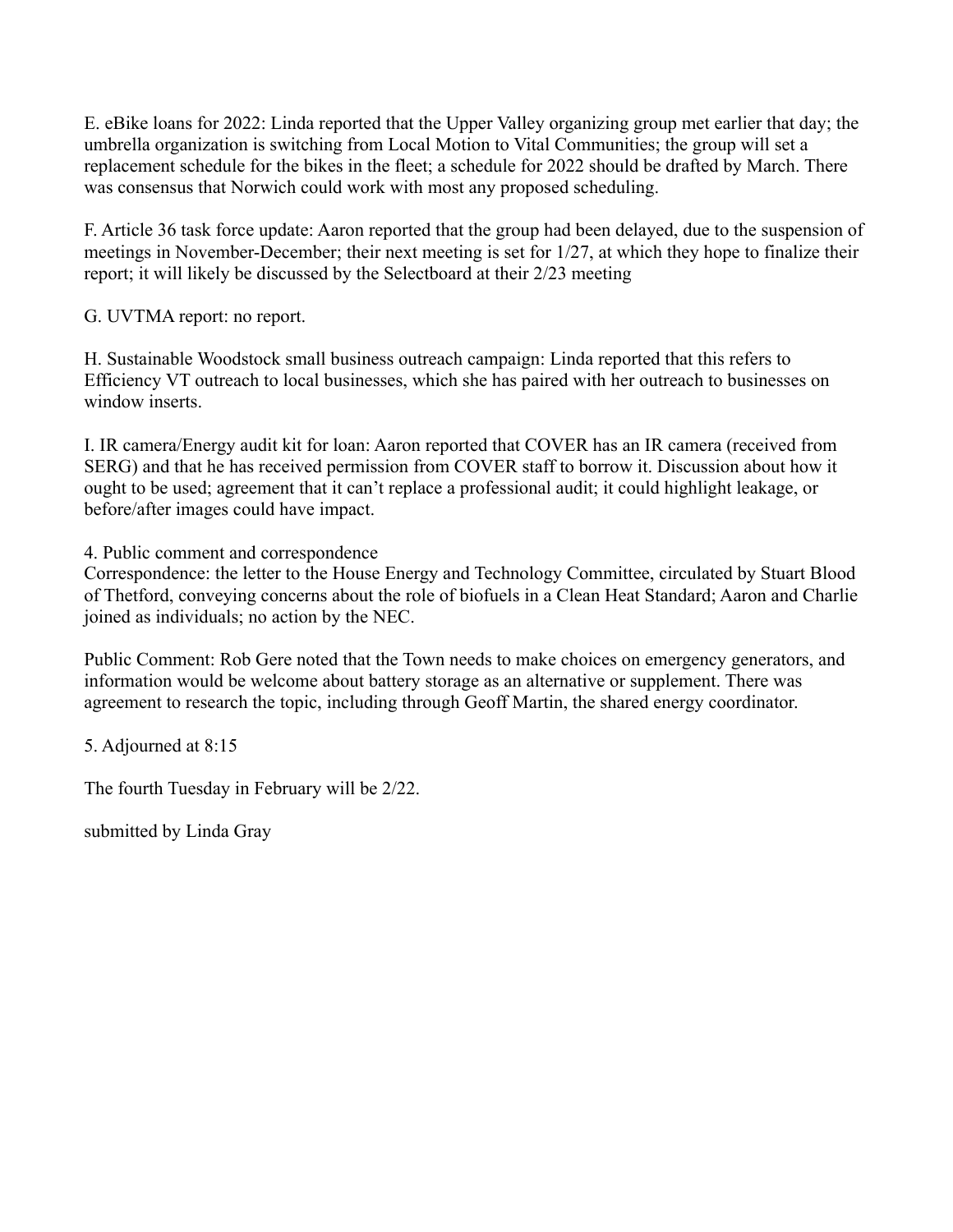E. eBike loans for 2022: Linda reported that the Upper Valley organizing group met earlier that day; the umbrella organization is switching from Local Motion to Vital Communities; the group will set a replacement schedule for the bikes in the fleet; a schedule for 2022 should be drafted by March. There was consensus that Norwich could work with most any proposed scheduling.

F. Article 36 task force update: Aaron reported that the group had been delayed, due to the suspension of meetings in November-December; their next meeting is set for 1/27, at which they hope to finalize their report; it will likely be discussed by the Selectboard at their 2/23 meeting

G. UVTMA report: no report.

H. Sustainable Woodstock small business outreach campaign: Linda reported that this refers to Efficiency VT outreach to local businesses, which she has paired with her outreach to businesses on window inserts.

I. IR camera/Energy audit kit for loan: Aaron reported that COVER has an IR camera (received from SERG) and that he has received permission from COVER staff to borrow it. Discussion about how it ought to be used; agreement that it can't replace a professional audit; it could highlight leakage, or before/after images could have impact.

4. Public comment and correspondence
Correspondence: the letter to the House Energy and Technology Committee, circulated by Stuart Blood of Thetford, conveying concerns about the role of biofuels in a Clean Heat Standard; Aaron and Charlie joined as individuals; no action by the NEC.

Public Comment: Rob Gere noted that the Town needs to make choices on emergency generators, and information would be welcome about battery storage as an alternative or supplement. There was agreement to research the topic, including through Geoff Martin, the shared energy coordinator.

5. Adjourned at 8:15

The fourth Tuesday in February will be 2/22.

submitted by Linda Gray